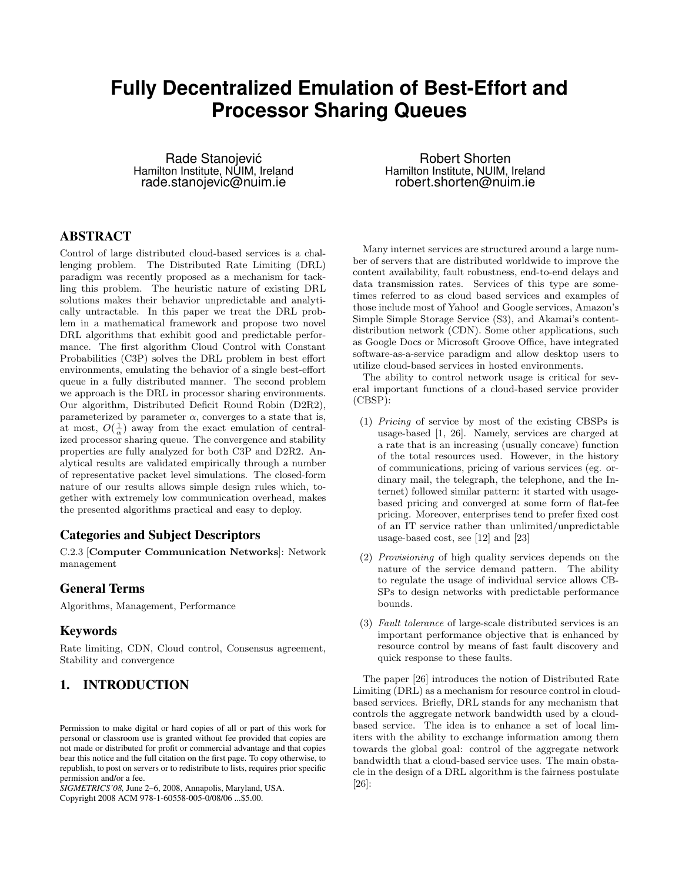# Fully Decentralized Emulation of Best-Effort and Processor Sharing Queues

Rade Stanojević
Hamilton Institute, NUIM, Ireland
rade.stanojevic@nuim.ie

Robert Shorten
Hamilton Institute, NUIM, Ireland
robert.shorten@nuim.ie

## ABSTRACT

Control of large distributed cloud-based services is a challenging problem. The Distributed Rate Limiting (DRL) paradigm was recently proposed as a mechanism for tackling this problem. The heuristic nature of existing DRL solutions makes their behavior unpredictable and analytically untractable. In this paper we treat the DRL problem in a mathematical framework and propose two novel DRL algorithms that exhibit good and predictable performance. The first algorithm Cloud Control with Constant Probabilities (C3P) solves the DRL problem in best effort environments, emulating the behavior of a single best-effort queue in a fully distributed manner. The second problem we approach is the DRL in processor sharing environments. Our algorithm, Distributed Deficit Round Robin (D2R2), parameterized by parameter $\alpha$, converges to a state that is, at most, $O(\frac{1}{\alpha})$ away from the exact emulation of centralized processor sharing queue. The convergence and stability properties are fully analyzed for both C3P and D2R2. Analytical results are validated empirically through a number of representative packet level simulations. The closed-form nature of our results allows simple design rules which, together with extremely low communication overhead, makes the presented algorithms practical and easy to deploy.

### Categories and Subject Descriptors

C.2.3 [**Computer Communication Networks**]: Network management

### General Terms

Algorithms, Management, Performance

### Keywords

Rate limiting, CDN, Cloud control, Consensus agreement, Stability and convergence

## 1. INTRODUCTION

Many internet services are structured around a large number of servers that are distributed worldwide to improve the content availability, fault robustness, end-to-end delays and data transmission rates. Services of this type are sometimes referred to as cloud based services and examples of those include most of Yahoo! and Google services, Amazon's Simple Simple Storage Service (S3), and Akamai's content-distribution network (CDN). Some other applications, such as Google Docs or Microsoft Groove Office, have integrated software-as-a-service paradigm and allow desktop users to utilize cloud-based services in hosted environments.

The ability to control network usage is critical for several important functions of a cloud-based service provider (CBSP):

(1) *Pricing* of service by most of the existing CBSPs is usage-based [1, 26]. Namely, services are charged at a rate that is an increasing (usually concave) function of the total resources used. However, in the history of communications, pricing of various services (eg. ordinary mail, the telegraph, the telephone, and the Internet) followed similar pattern: it started with usage-based pricing and converged at some form of flat-fee pricing. Moreover, enterprises tend to prefer fixed cost of an IT service rather than unlimited/unpredictable usage-based cost, see [12] and [23]

(2) *Provisioning* of high quality services depends on the nature of the service demand pattern. The ability to regulate the usage of individual service allows CBSPs to design networks with predictable performance bounds.

(3) *Fault tolerance* of large-scale distributed services is an important performance objective that is enhanced by resource control by means of fast fault discovery and quick response to these faults.

The paper [26] introduces the notion of Distributed Rate Limiting (DRL) as a mechanism for resource control in cloud-based services. Briefly, DRL stands for any mechanism that controls the aggregate network bandwidth used by a cloud-based service. The idea is to enhance a set of local limiters with the ability to exchange information among them towards the global goal: control of the aggregate network bandwidth that a cloud-based service uses. The main obstacle in the design of a DRL algorithm is the fairness postulate [26]:

Permission to make digital or hard copies of all or part of this work for personal or classroom use is granted without fee provided that copies are not made or distributed for profit or commercial advantage and that copies bear this notice and the full citation on the first page. To copy otherwise, to republish, to post on servers or to redistribute to lists, requires prior specific permission and/or a fee.
*SIGMETRICS'08*, June 2–6, 2008, Annapolis, Maryland, USA.
Copyright 2008 ACM 978-1-60558-005-0/08/06 ...$5.00.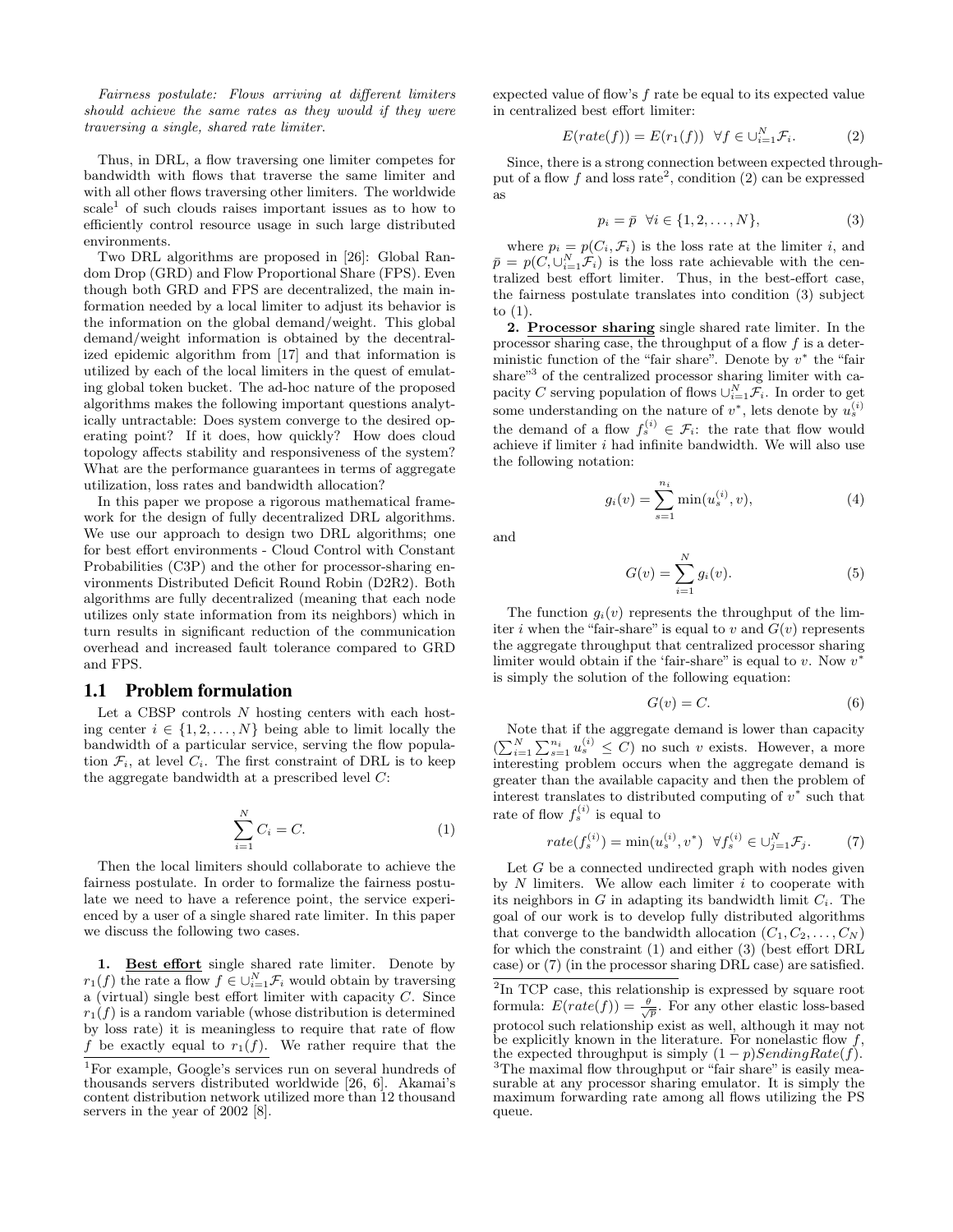*Fairness postulate: Flows arriving at different limiters should achieve the same rates as they would if they were traversing a single, shared rate limiter.*

Thus, in DRL, a flow traversing one limiter competes for bandwidth with flows that traverse the same limiter and with all other flows traversing other limiters. The worldwide scale[1] of such clouds raises important issues as to how to efficiently control resource usage in such large distributed environments.

Two DRL algorithms are proposed in [26]: Global Random Drop (GRD) and Flow Proportional Share (FPS). Even though both GRD and FPS are decentralized, the main information needed by a local limiter to adjust its behavior is the information on the global demand/weight. This global demand/weight information is obtained by the decentralized epidemic algorithm from [17] and that information is utilized by each of the local limiters in the quest of emulating global token bucket. The ad-hoc nature of the proposed algorithms makes the following important questions analytically untractable: Does system converge to the desired operating point? If it does, how quickly? How does cloud topology affects stability and responsiveness of the system? What are the performance guarantees in terms of aggregate utilization, loss rates and bandwidth allocation?

In this paper we propose a rigorous mathematical framework for the design of fully decentralized DRL algorithms. We use our approach to design two DRL algorithms; one for best effort environments - Cloud Control with Constant Probabilities (C3P) and the other for processor-sharing environments Distributed Deficit Round Robin (D2R2). Both algorithms are fully decentralized (meaning that each node utilizes only state information from its neighbors) which in turn results in significant reduction of the communication overhead and increased fault tolerance compared to GRD and FPS.

## 1.1 Problem formulation

Let a CBSP controls $N$ hosting centers with each hosting center $i \in \{1, 2, \dots, N\}$ being able to limit locally the bandwidth of a particular service, serving the flow population $\mathcal{F}_i$, at level $C_i$. The first constraint of DRL is to keep the aggregate bandwidth at a prescribed level $C$:

$$\sum_{i=1}^{N} C_i = C. \tag{1}$$

Then the local limiters should collaborate to achieve the fairness postulate. In order to formalize the fairness postulate we need to have a reference point, the service experienced by a user of a single shared rate limiter. In this paper we discuss the following two cases.

**1. <u>Best effort</u>** single shared rate limiter. Denote by $r_1(f)$ the rate a flow $f \in \cup_{i=1}^{N} \mathcal{F}_i$ would obtain by traversing a (virtual) single best effort limiter with capacity $C$. Since $r_1(f)$ is a random variable (whose distribution is determined by loss rate) it is meaningless to require that rate of flow $f$ be exactly equal to $r_1(f)$. We rather require that the expected value of flow's $f$ rate be equal to its expected value in centralized best effort limiter:

$$E(rate(f)) = E(r_1(f)) \;\; \forall f \in \cup_{i=1}^{N} \mathcal{F}_i. \tag{2}$$

Since, there is a strong connection between expected throughput of a flow $f$ and loss rate[2], condition (2) can be expressed as

$$p_i = \bar{p} \;\; \forall i \in \{1, 2, \dots, N\}, \tag{3}$$

where $p_i = p(C_i, \mathcal{F}_i)$ is the loss rate at the limiter $i$, and $\bar{p} = p(C, \cup_{i=1}^{N} \mathcal{F}_i)$ is the loss rate achievable with the centralized best effort limiter. Thus, in the best-effort case, the fairness postulate translates into condition (3) subject to (1).

**2. <u>Processor sharing</u>** single shared rate limiter. In the processor sharing case, the throughput of a flow $f$ is a deterministic function of the "fair share". Denote by $v^*$ the "fair share"[3] of the centralized processor sharing limiter with capacity $C$ serving population of flows $\cup_{i=1}^{N} \mathcal{F}_i$. In order to get some understanding on the nature of $v^*$, lets denote by $u_s^{(i)}$ the demand of a flow $f_s^{(i)} \in \mathcal{F}_i$: the rate that flow would achieve if limiter $i$ had infinite bandwidth. We will also use the following notation:

$$g_i(v) = \sum_{s=1}^{n_i} \min(u_s^{(i)}, v), \tag{4}$$

and

$$G(v) = \sum_{i=1}^{N} g_i(v). \tag{5}$$

The function $g_i(v)$ represents the throughput of the limiter $i$ when the "fair-share" is equal to $v$ and $G(v)$ represents the aggregate throughput that centralized processor sharing limiter would obtain if the 'fair-share" is equal to $v$. Now $v^*$ is simply the solution of the following equation:

$$G(v) = C. \tag{6}$$

Note that if the aggregate demand is lower than capacity ($\sum_{i=1}^{N} \sum_{s=1}^{n_i} u_s^{(i)} \leq C$) no such $v$ exists. However, a more interesting problem occurs when the aggregate demand is greater than the available capacity and then the problem of interest translates to distributed computing of $v^*$ such that rate of flow $f_s^{(i)}$ is equal to

$$rate(f_s^{(i)}) = \min(u_s^{(i)}, v^*) \;\; \forall f_s^{(i)} \in \cup_{j=1}^{N} \mathcal{F}_j. \tag{7}$$

Let $G$ be a connected undirected graph with nodes given by $N$ limiters. We allow each limiter $i$ to cooperate with its neighbors in $G$ in adapting its bandwidth limit $C_i$. The goal of our work is to develop fully distributed algorithms that converge to the bandwidth allocation $(C_1, C_2, \dots, C_N)$ for which the constraint (1) and either (3) (best effort DRL case) or (7) (in the processor sharing DRL case) are satisfied.

---

[1] For example, Google's services run on several hundreds of thousands servers distributed worldwide [26, 6]. Akamai's content distribution network utilized more than 12 thousand servers in the year of 2002 [8].

[2] In TCP case, this relationship is expressed by square root formula: $E(rate(f)) = \frac{\theta}{\sqrt{p}}$. For any other elastic loss-based protocol such relationship exist as well, although it may not be explicitly known in the literature. For nonelastic flow $f$, the expected throughput is simply $(1 - p)SendingRate(f)$.

[3] The maximal flow throughput or "fair share" is easily measurable at any processor sharing emulator. It is simply the maximum forwarding rate among all flows utilizing the PS queue.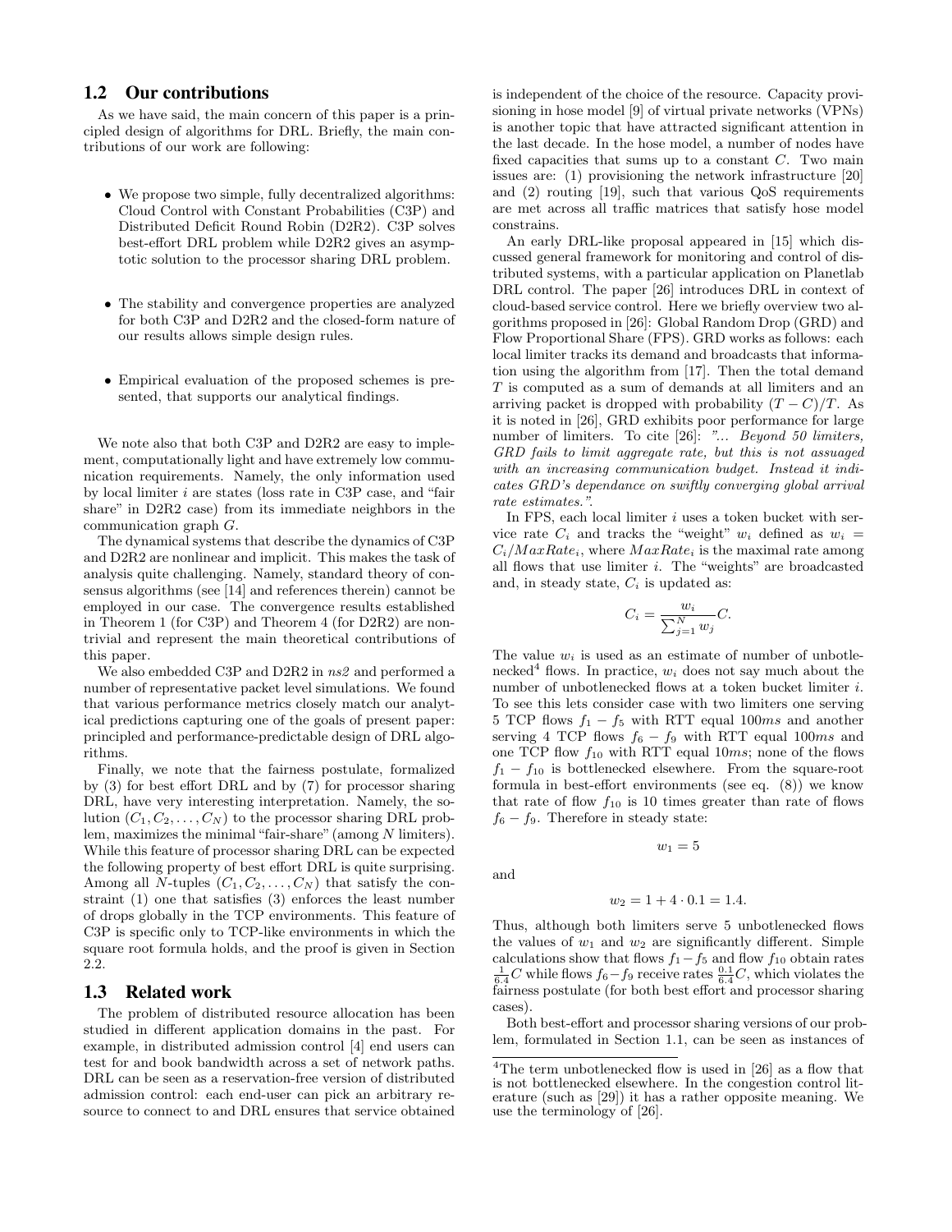## 1.2 Our contributions

As we have said, the main concern of this paper is a principled design of algorithms for DRL. Briefly, the main contributions of our work are following:

- We propose two simple, fully decentralized algorithms: Cloud Control with Constant Probabilities (C3P) and Distributed Deficit Round Robin (D2R2). C3P solves best-effort DRL problem while D2R2 gives an asymptotic solution to the processor sharing DRL problem.
- The stability and convergence properties are analyzed for both C3P and D2R2 and the closed-form nature of our results allows simple design rules.
- Empirical evaluation of the proposed schemes is presented, that supports our analytical findings.

We note also that both C3P and D2R2 are easy to implement, computationally light and have extremely low communication requirements. Namely, the only information used by local limiter $i$ are states (loss rate in C3P case, and "fair share" in D2R2 case) from its immediate neighbors in the communication graph $G$.

The dynamical systems that describe the dynamics of C3P and D2R2 are nonlinear and implicit. This makes the task of analysis quite challenging. Namely, standard theory of consensus algorithms (see [14] and references therein) cannot be employed in our case. The convergence results established in Theorem 1 (for C3P) and Theorem 4 (for D2R2) are nontrivial and represent the main theoretical contributions of this paper.

We also embedded C3P and D2R2 in *ns2* and performed a number of representative packet level simulations. We found that various performance metrics closely match our analytical predictions capturing one of the goals of present paper: principled and performance-predictable design of DRL algorithms.

Finally, we note that the fairness postulate, formalized by (3) for best effort DRL and by (7) for processor sharing DRL, have very interesting interpretation. Namely, the solution $(C_1, C_2, \ldots, C_N)$ to the processor sharing DRL problem, maximizes the minimal "fair-share" (among $N$ limiters). While this feature of processor sharing DRL can be expected the following property of best effort DRL is quite surprising. Among all $N$-tuples $(C_1, C_2, \ldots, C_N)$ that satisfy the constraint (1) one that satisfies (3) enforces the least number of drops globally in the TCP environments. This feature of C3P is specific only to TCP-like environments in which the square root formula holds, and the proof is given in Section 2.2.

## 1.3 Related work

The problem of distributed resource allocation has been studied in different application domains in the past. For example, in distributed admission control [4] end users can test for and book bandwidth across a set of network paths. DRL can be seen as a reservation-free version of distributed admission control: each end-user can pick an arbitrary resource to connect to and DRL ensures that service obtained is independent of the choice of the resource. Capacity provisioning in hose model [9] of virtual private networks (VPNs) is another topic that have attracted significant attention in the last decade. In the hose model, a number of nodes have fixed capacities that sums up to a constant $C$. Two main issues are: (1) provisioning the network infrastructure [20] and (2) routing [19], such that various QoS requirements are met across all traffic matrices that satisfy hose model constrains.

An early DRL-like proposal appeared in [15] which discussed general framework for monitoring and control of distributed systems, with a particular application on Planetlab DRL control. The paper [26] introduces DRL in context of cloud-based service control. Here we briefly overview two algorithms proposed in [26]: Global Random Drop (GRD) and Flow Proportional Share (FPS). GRD works as follows: each local limiter tracks its demand and broadcasts that information using the algorithm from [17]. Then the total demand $T$ is computed as a sum of demands at all limiters and an arriving packet is dropped with probability $(T-C)/T$. As it is noted in [26], GRD exhibits poor performance for large number of limiters. To cite [26]: *"... Beyond 50 limiters, GRD fails to limit aggregate rate, but this is not assuaged with an increasing communication budget. Instead it indicates GRD's dependance on swiftly converging global arrival rate estimates."*.

In FPS, each local limiter $i$ uses a token bucket with service rate $C_i$ and tracks the "weight" $w_i$ defined as $w_i = C_i/MaxRate_i$, where $MaxRate_i$ is the maximal rate among all flows that use limiter $i$. The "weights" are broadcasted and, in steady state, $C_i$ is updated as:

$$C_i = \frac{w_i}{\sum_{j=1}^{N} w_j} C.$$

The value $w_i$ is used as an estimate of number of unbotlenecked[4] flows. In practice, $w_i$ does not say much about the number of unbotlenecked flows at a token bucket limiter $i$. To see this lets consider case with two limiters one serving 5 TCP flows $f_1 - f_5$ with RTT equal $100ms$ and another serving 4 TCP flows $f_6 - f_9$ with RTT equal $100ms$ and one TCP flow $f_{10}$ with RTT equal $10ms$; none of the flows $f_1 - f_{10}$ is bottlenecked elsewhere. From the square-root formula in best-effort environments (see eq. (8)) we know that rate of flow $f_{10}$ is 10 times greater than rate of flows $f_6 - f_9$. Therefore in steady state:

$$w_1 = 5$$

and

$$w_2 = 1 + 4 \cdot 0.1 = 1.4.$$

Thus, although both limiters serve 5 unbotlenecked flows the values of $w_1$ and $w_2$ are significantly different. Simple calculations show that flows $f_1 - f_5$ and flow $f_{10}$ obtain rates $\frac{1}{6.4}C$ while flows $f_6 - f_9$ receive rates $\frac{0.1}{6.4}C$, which violates the fairness postulate (for both best effort and processor sharing cases).

Both best-effort and processor sharing versions of our problem, formulated in Section 1.1, can be seen as instances of

[4]The term unbotlenecked flow is used in [26] as a flow that is not bottlenecked elsewhere. In the congestion control literature (such as [29]) it has a rather opposite meaning. We use the terminology of [26].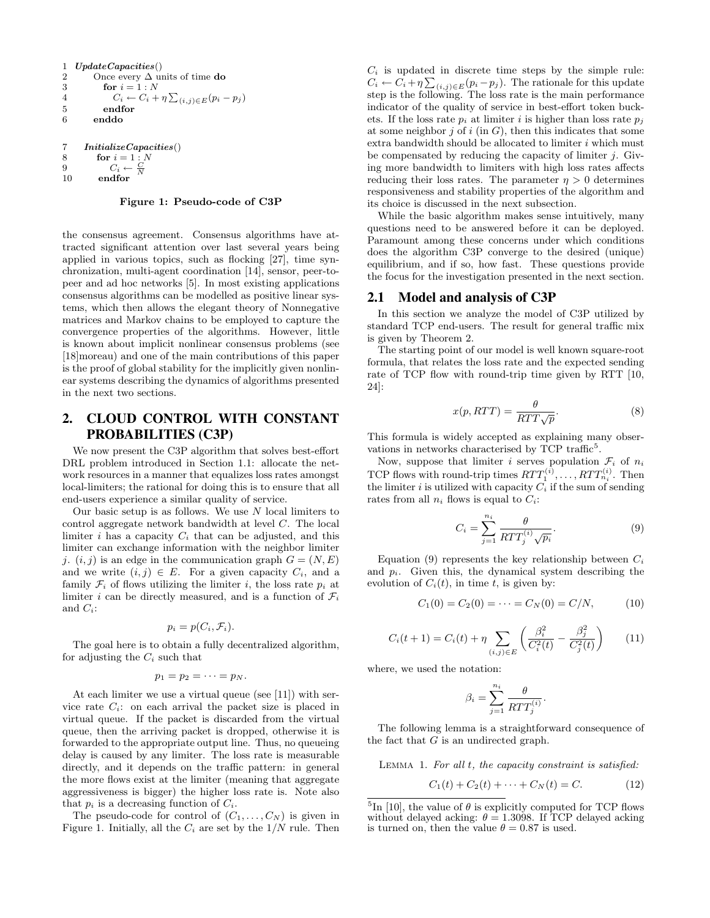```
1  UpdateCapacities()
2       Once every Δ units of time do
3         for i = 1 : N
4            C_i ← C_i + η Σ_{(i,j)∈E} (p_i − p_j)
5         endfor
6       enddo

7    InitializeCapacities()
8       for i = 1 : N
9          C_i ← C/N
10      endfor
```

**Figure 1: Pseudo-code of C3P**

the consensus agreement. Consensus algorithms have attracted significant attention over last several years being applied in various topics, such as flocking [27], time synchronization, multi-agent coordination [14], sensor, peer-to-peer and ad hoc networks [5]. In most existing applications consensus algorithms can be modelled as positive linear systems, which then allows the elegant theory of Nonnegative matrices and Markov chains to be employed to capture the convergence properties of the algorithms. However, little is known about implicit nonlinear consensus problems (see [18]moreau) and one of the main contributions of this paper is the proof of global stability for the implicitly given nonlinear systems describing the dynamics of algorithms presented in the next two sections.

## 2. CLOUD CONTROL WITH CONSTANT PROBABILITIES (C3P)

We now present the C3P algorithm that solves best-effort DRL problem introduced in Section 1.1: allocate the network resources in a manner that equalizes loss rates amongst local-limiters; the rational for doing this is to ensure that all end-users experience a similar quality of service.

Our basic setup is as follows. We use $N$ local limiters to control aggregate network bandwidth at level $C$. The local limiter $i$ has a capacity $C_i$ that can be adjusted, and this limiter can exchange information with the neighbor limiter $j$. $(i, j)$ is an edge in the communication graph $G = (N, E)$ and we write $(i, j) \in E$. For a given capacity $C_i$, and a family $\mathcal{F}_i$ of flows utilizing the limiter $i$, the loss rate $p_i$ at limiter $i$ can be directly measured, and is a function of $\mathcal{F}_i$ and $C_i$:

$$p_i = p(C_i, \mathcal{F}_i).$$

The goal here is to obtain a fully decentralized algorithm, for adjusting the $C_i$ such that

$$p_1 = p_2 = \cdots = p_N.$$

At each limiter we use a virtual queue (see [11]) with service rate $C_i$: on each arrival the packet size is placed in virtual queue. If the packet is discarded from the virtual queue, then the arriving packet is dropped, otherwise it is forwarded to the appropriate output line. Thus, no queueing delay is caused by any limiter. The loss rate is measurable directly, and it depends on the traffic pattern: in general the more flows exist at the limiter (meaning that aggregate aggressiveness is bigger) the higher loss rate is. Note also that $p_i$ is a decreasing function of $C_i$.

The pseudo-code for control of $(C_1, \ldots, C_N)$ is given in Figure 1. Initially, all the $C_i$ are set by the $1/N$ rule. Then $C_i$ is updated in discrete time steps by the simple rule: $C_i \leftarrow C_i + \eta \sum_{(i,j)\in E}(p_i - p_j)$. The rationale for this update step is the following. The loss rate is the main performance indicator of the quality of service in best-effort token buckets. If the loss rate $p_i$ at limiter $i$ is higher than loss rate $p_j$ at some neighbor $j$ of $i$ (in $G$), then this indicates that some extra bandwidth should be allocated to limiter $i$ which must be compensated by reducing the capacity of limiter $j$. Giving more bandwidth to limiters with high loss rates affects reducing their loss rates. The parameter $\eta > 0$ determines responsiveness and stability properties of the algorithm and its choice is discussed in the next subsection.

While the basic algorithm makes sense intuitively, many questions need to be answered before it can be deployed. Paramount among these concerns under which conditions does the algorithm C3P converge to the desired (unique) equilibrium, and if so, how fast. These questions provide the focus for the investigation presented in the next section.

### 2.1 Model and analysis of C3P

In this section we analyze the model of C3P utilized by standard TCP end-users. The result for general traffic mix is given by Theorem 2.

The starting point of our model is well known square-root formula, that relates the loss rate and the expected sending rate of TCP flow with round-trip time given by RTT [10, 24]:

$$x(p, RTT) = \frac{\theta}{RTT\sqrt{p}}. \tag{8}$$

This formula is widely accepted as explaining many observations in networks characterised by TCP traffic[5].

Now, suppose that limiter $i$ serves population $\mathcal{F}_i$ of $n_i$ TCP flows with round-trip times $RTT_1^{(i)}, \ldots, RTT_{n_i}^{(i)}$. Then the limiter $i$ is utilized with capacity $C_i$ if the sum of sending rates from all $n_i$ flows is equal to $C_i$:

$$C_i = \sum_{j=1}^{n_i} \frac{\theta}{RTT_j^{(i)}\sqrt{p_i}}. \tag{9}$$

Equation (9) represents the key relationship between $C_i$ and $p_i$. Given this, the dynamical system describing the evolution of $C_i(t)$, in time $t$, is given by:

$$C_1(0) = C_2(0) = \cdots = C_N(0) = C/N, \tag{10}$$

$$C_i(t+1) = C_i(t) + \eta \sum_{(i,j)\in E} \left( \frac{\beta_i^2}{C_i^2(t)} - \frac{\beta_j^2}{C_j^2(t)} \right) \tag{11}$$

where, we used the notation:

$$\beta_i = \sum_{j=1}^{n_i} \frac{\theta}{RTT_j^{(i)}}.$$

The following lemma is a straightforward consequence of the fact that $G$ is an undirected graph.

LEMMA 1. *For all t, the capacity constraint is satisfied:*

$$C_1(t) + C_2(t) + \cdots + C_N(t) = C. \tag{12}$$

[5] In [10], the value of $\theta$ is explicitly computed for TCP flows without delayed acking: $\theta = 1.3098$. If TCP delayed acking is turned on, then the value $\theta = 0.87$ is used.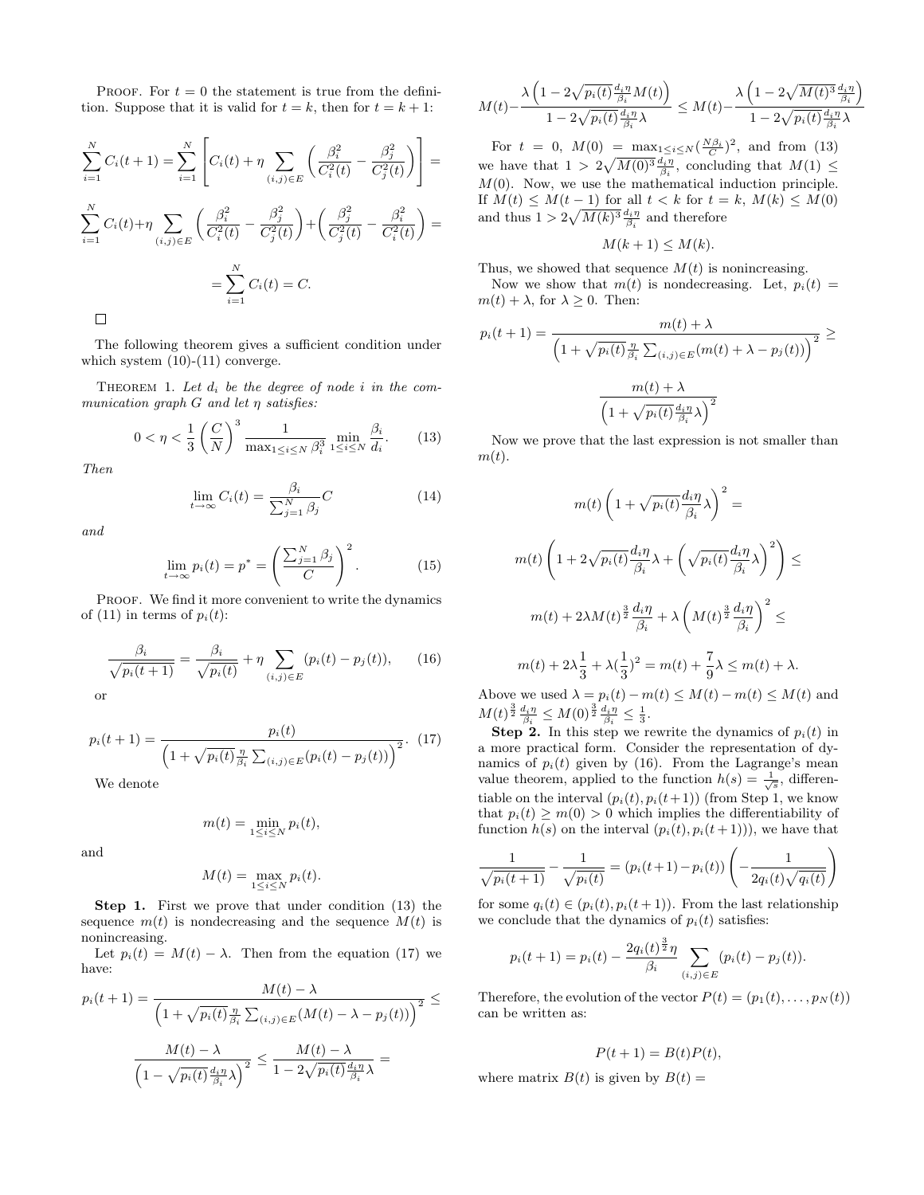PROOF. For $t = 0$ the statement is true from the definition. Suppose that it is valid for $t = k$, then for $t = k+1$:

$$\sum_{i=1}^{N} C_i(t+1) = \sum_{i=1}^{N} \left[ C_i(t) + \eta \sum_{(i,j)\in E} \left( \frac{\beta_i^2}{C_i^2(t)} - \frac{\beta_j^2}{C_j^2(t)} \right) \right] =$$

$$\sum_{i=1}^{N} C_i(t) + \eta \sum_{(i,j)\in E} \left( \frac{\beta_i^2}{C_i^2(t)} - \frac{\beta_j^2}{C_j^2(t)} \right) + \left( \frac{\beta_j^2}{C_j^2(t)} - \frac{\beta_i^2}{C_i^2(t)} \right) =$$

$$= \sum_{i=1}^{N} C_i(t) = C.$$

□

The following theorem gives a sufficient condition under which system (10)-(11) converge.

THEOREM 1. *Let $d_i$ be the degree of node $i$ in the communication graph $G$ and let $\eta$ satisfies:*

$$0 < \eta < \frac{1}{3}\left(\frac{C}{N}\right)^3 \frac{1}{\max_{1\le i\le N} \beta_i^3} \min_{1\le i\le N} \frac{\beta_i}{d_i}. \tag{13}$$

*Then*

$$\lim_{t\to\infty} C_i(t) = \frac{\beta_i}{\sum_{j=1}^{N} \beta_j} C \tag{14}$$

*and*

$$\lim_{t\to\infty} p_i(t) = p^* = \left(\frac{\sum_{j=1}^{N} \beta_j}{C}\right)^2. \tag{15}$$

PROOF. We find it more convenient to write the dynamics of (11) in terms of $p_i(t)$:

$$\frac{\beta_i}{\sqrt{p_i(t+1)}} = \frac{\beta_i}{\sqrt{p_i(t)}} + \eta \sum_{(i,j)\in E} (p_i(t) - p_j(t)), \tag{16}$$

or

$$p_i(t+1) = \frac{p_i(t)}{\left(1 + \sqrt{p_i(t)} \frac{\eta}{\beta_i} \sum_{(i,j)\in E} (p_i(t) - p_j(t))\right)^2}. \tag{17}$$

We denote

$$m(t) = \min_{1\le i\le N} p_i(t),$$

and

$$M(t) = \max_{1\le i\le N} p_i(t).$$

**Step 1.** First we prove that under condition (13) the sequence $m(t)$ is nondecreasing and the sequence $M(t)$ is nonincreasing.

Let $p_i(t) = M(t) - \lambda$. Then from the equation (17) we have:

$$p_i(t+1) = \frac{M(t) - \lambda}{\left(1 + \sqrt{p_i(t)} \frac{\eta}{\beta_i} \sum_{(i,j)\in E} (M(t) - \lambda - p_j(t))\right)^2} \le$$

$$\frac{M(t) - \lambda}{\left(1 - \sqrt{p_i(t)} \frac{d_i \eta}{\beta_i} \lambda\right)^2} \le \frac{M(t) - \lambda}{1 - 2\sqrt{p_i(t)} \frac{d_i \eta}{\beta_i} \lambda} =$$

$$M(t) - \frac{\lambda\left(1 - 2\sqrt{p_i(t)} \frac{d_i \eta}{\beta_i} M(t)\right)}{1 - 2\sqrt{p_i(t)} \frac{d_i \eta}{\beta_i} \lambda} \le M(t) - \frac{\lambda\left(1 - 2\sqrt{M(t)^3} \frac{d_i \eta}{\beta_i}\right)}{1 - 2\sqrt{p_i(t)} \frac{d_i \eta}{\beta_i} \lambda}$$

For $t = 0$, $M(0) = \max_{1\le i\le N} (\frac{N\beta_i}{C})^2$, and from (13) we have that $1 > 2\sqrt{M(0)^3} \frac{d_i \eta}{\beta_i}$, concluding that $M(1) \le M(0)$. Now, we use the mathematical induction principle. If $M(t) \le M(t-1)$ for all $t < k$ for $t = k$, $M(k) \le M(0)$ and thus $1 > 2\sqrt{M(k)^3} \frac{d_i \eta}{\beta_i}$ and therefore

$$M(k+1) \le M(k).$$

Thus, we showed that sequence $M(t)$ is nonincreasing.

Now we show that $m(t)$ is nondecreasing. Let, $p_i(t) = m(t) + \lambda$, for $\lambda \ge 0$. Then:

$$p_i(t+1) = \frac{m(t) + \lambda}{\left(1 + \sqrt{p_i(t)} \frac{\eta}{\beta_i} \sum_{(i,j)\in E} (m(t) + \lambda - p_j(t))\right)^2} \ge$$

$$\frac{m(t) + \lambda}{\left(1 + \sqrt{p_i(t)} \frac{d_i \eta}{\beta_i} \lambda\right)^2}$$

Now we prove that the last expression is not smaller than $m(t)$.

$$m(t)\left(1 + \sqrt{p_i(t)} \frac{d_i \eta}{\beta_i} \lambda\right)^2 =$$

$$m(t)\left(1 + 2\sqrt{p_i(t)} \frac{d_i \eta}{\beta_i} \lambda + \left(\sqrt{p_i(t)} \frac{d_i \eta}{\beta_i} \lambda\right)^2\right) \le$$

$$m(t) + 2\lambda M(t)^{\frac{3}{2}} \frac{d_i \eta}{\beta_i} + \lambda \left(M(t)^{\frac{3}{2}} \frac{d_i \eta}{\beta_i}\right)^2 \le$$

$$m(t) + 2\lambda \frac{1}{3} + \lambda (\frac{1}{3})^2 = m(t) + \frac{7}{9}\lambda \le m(t) + \lambda.$$

Above we used $\lambda = p_i(t) - m(t) \le M(t) - m(t) \le M(t)$ and $M(t)^{\frac{3}{2}} \frac{d_i \eta}{\beta_i} \le M(0)^{\frac{3}{2}} \frac{d_i \eta}{\beta_i} \le \frac{1}{3}$.

**Step 2.** In this step we rewrite the dynamics of $p_i(t)$ in a more practical form. Consider the representation of dynamics of $p_i(t)$ given by (16). From the Lagrange's mean value theorem, applied to the function $h(s) = \frac{1}{\sqrt{s}}$, differentiable on the interval $(p_i(t), p_i(t+1))$ (from Step 1, we know that $p_i(t) \ge m(0) > 0$ which implies the differentiability of function $h(s)$ on the interval $(p_i(t), p_i(t+1))$), we have that

$$\frac{1}{\sqrt{p_i(t+1)}} - \frac{1}{\sqrt{p_i(t)}} = (p_i(t+1) - p_i(t))\left(-\frac{1}{2q_i(t)\sqrt{q_i(t)}}\right)$$

for some $q_i(t) \in (p_i(t), p_i(t+1))$. From the last relationship we conclude that the dynamics of $p_i(t)$ satisfies:

$$p_i(t+1) = p_i(t) - \frac{2q_i(t)^{\frac{3}{2}} \eta}{\beta_i} \sum_{(i,j)\in E} (p_i(t) - p_j(t)).$$

Therefore, the evolution of the vector $P(t) = (p_1(t), \ldots, p_N(t))$ can be written as:

$$P(t+1) = B(t)P(t),$$

where matrix $B(t)$ is given by $B(t) =$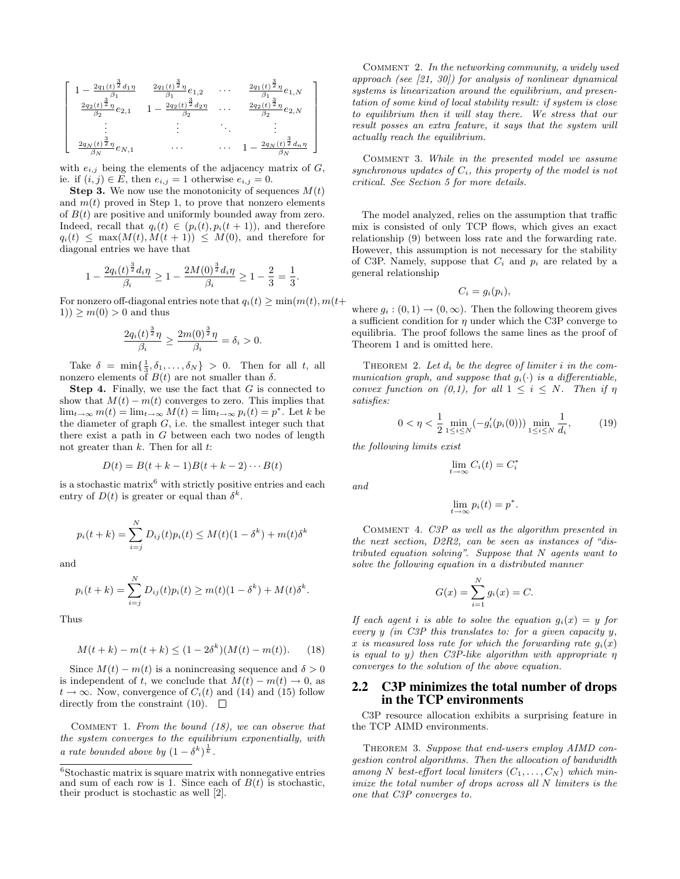$$\begin{bmatrix} 1-\frac{2q_1(t)^{\frac{3}{2}}d_1\eta}{\beta_1} & \frac{2q_1(t)^{\frac{3}{2}}\eta}{\beta_1}e_{1,2} & \cdots & \frac{2q_1(t)^{\frac{3}{2}}\eta}{\beta_1}e_{1,N} \\ \frac{2q_2(t)^{\frac{3}{2}}\eta}{\beta_2}e_{2,1} & 1-\frac{2q_2(t)^{\frac{3}{2}}d_2\eta}{\beta_2} & \cdots & \frac{2q_2(t)^{\frac{3}{2}}\eta}{\beta_2}e_{2,N} \\ \vdots & \vdots & \ddots & \vdots \\ \frac{2q_N(t)^{\frac{3}{2}}\eta}{\beta_N}e_{N,1} & \cdots & \cdots & 1-\frac{2q_N(t)^{\frac{3}{2}}d_n\eta}{\beta_N} \end{bmatrix}$$

with $e_{i,j}$ being the elements of the adjacency matrix of $G$, ie. if $(i,j) \in E$, then $e_{i,j} = 1$ otherwise $e_{i,j} = 0$.

**Step 3.** We now use the monotonicity of sequences $M(t)$ and $m(t)$ proved in Step 1, to prove that nonzero elements of $B(t)$ are positive and uniformly bounded away from zero. Indeed, recall that $q_i(t) \in (p_i(t), p_i(t+1))$, and therefore $q_i(t) \leq \max(M(t), M(t+1)) \leq M(0)$, and therefore for diagonal entries we have that

$$1 - \frac{2q_i(t)^{\frac{3}{2}}d_i\eta}{\beta_i} \geq 1 - \frac{2M(0)^{\frac{3}{2}}d_i\eta}{\beta_i} \geq 1 - \frac{2}{3} = \frac{1}{3}.$$

For nonzero off-diagonal entries note that $q_i(t) \geq \min(m(t), m(t+1)) \geq m(0) > 0$ and thus

$$\frac{2q_i(t)^{\frac{3}{2}}\eta}{\beta_i} \geq \frac{2m(0)^{\frac{3}{2}}\eta}{\beta_i} = \delta_i > 0.$$

Take $\delta = \min\{\frac{1}{3}, \delta_1, \ldots, \delta_N\} > 0$. Then for all $t$, all nonzero elements of $B(t)$ are not smaller than $\delta$.

**Step 4.** Finally, we use the fact that $G$ is connected to show that $M(t) - m(t)$ converges to zero. This implies that $\lim_{t\to\infty} m(t) = \lim_{t\to\infty} M(t) = \lim_{t\to\infty} p_i(t) = p^*$. Let $k$ be the diameter of graph $G$, i.e. the smallest integer such that there exist a path in $G$ between each two nodes of length not greater than $k$. Then for all $t$:

$$D(t) = B(t+k-1)B(t+k-2)\cdots B(t)$$

is a stochastic matrix[6] with strictly positive entries and each entry of $D(t)$ is greater or equal than $\delta^k$.

$$p_i(t+k) = \sum_{i=j}^{N} D_{ij}(t)p_i(t) \leq M(t)(1-\delta^k) + m(t)\delta^k$$

and

$$p_i(t+k) = \sum_{i=j}^{N} D_{ij}(t)p_i(t) \geq m(t)(1-\delta^k) + M(t)\delta^k.$$

Thus

$$M(t+k) - m(t+k) \leq (1-2\delta^k)(M(t) - m(t)). \quad (18)$$

Since $M(t) - m(t)$ is a nonincreasing sequence and $\delta > 0$ is independent of $t$, we conclude that $M(t) - m(t) \to 0$, as $t \to \infty$. Now, convergence of $C_i(t)$ and (14) and (15) follow directly from the constraint (10). $\square$

Comment 1. *From the bound (18), we can observe that the system converges to the equilibrium exponentially, with a rate bounded above by $(1-\delta^k)^{\frac{1}{k}}$.*

[6] Stochastic matrix is square matrix with nonnegative entries and sum of each row is 1. Since each of $B(t)$ is stochastic, their product is stochastic as well [2].

Comment 2. *In the networking community, a widely used approach (see [21, 30]) for analysis of nonlinear dynamical systems is linearization around the equilibrium, and presentation of some kind of local stability result: if system is close to equilibrium then it will stay there. We stress that our result posses an extra feature, it says that the system will actually reach the equilibrium.*

Comment 3. *While in the presented model we assume synchronous updates of $C_i$, this property of the model is not critical. See Section 5 for more details.*

The model analyzed, relies on the assumption that traffic mix is consisted of only TCP flows, which gives an exact relationship (9) between loss rate and the forwarding rate. However, this assumption is not necessary for the stability of C3P. Namely, suppose that $C_i$ and $p_i$ are related by a general relationship

$$C_i = g_i(p_i),$$

where $g_i : (0,1) \to (0,\infty)$. Then the following theorem gives a sufficient condition for $\eta$ under which the C3P converge to equilibria. The proof follows the same lines as the proof of Theorem 1 and is omitted here.

Theorem 2. *Let $d_i$ be the degree of limiter $i$ in the communication graph, and suppose that $g_i(\cdot)$ is a differentiable, convex function on (0,1), for all $1 \leq i \leq N$. Then if $\eta$ satisfies:*

$$0 < \eta < \frac{1}{2} \min_{1\leq i\leq N}(-g_i'(p_i(0))) \min_{1\leq i\leq N} \frac{1}{d_i}, \quad (19)$$

*the following limits exist*

$$\lim_{t\to\infty} C_i(t) = C_i^*$$

*and*

$$\lim_{t\to\infty} p_i(t) = p^*.$$

Comment 4. *C3P as well as the algorithm presented in the next section, D2R2, can be seen as instances of "distributed equation solving". Suppose that $N$ agents want to solve the following equation in a distributed manner*

$$G(x) = \sum_{i=1}^{N} g_i(x) = C.$$

*If each agent $i$ is able to solve the equation $g_i(x) = y$ for every $y$ (in C3P this translates to: for a given capacity $y$, $x$ is measured loss rate for which the forwarding rate $g_i(x)$ is equal to $y$) then C3P-like algorithm with appropriate $\eta$ converges to the solution of the above equation.*

## 2.2 C3P minimizes the total number of drops in the TCP environments

C3P resource allocation exhibits a surprising feature in the TCP AIMD environments.

Theorem 3. *Suppose that end-users employ AIMD congestion control algorithms. Then the allocation of bandwidth among $N$ best-effort local limiters $(C_1, \ldots, C_N)$ which minimize the total number of drops across all $N$ limiters is the one that C3P converges to.*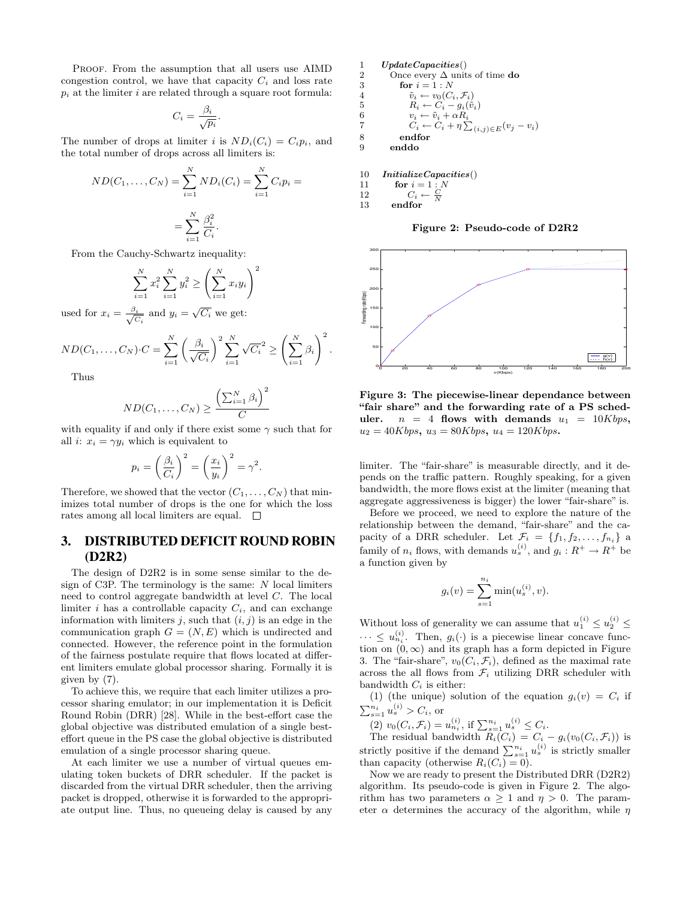PROOF. From the assumption that all users use AIMD congestion control, we have that capacity $C_i$ and loss rate $p_i$ at the limiter $i$ are related through a square root formula:

$$C_i = \frac{\beta_i}{\sqrt{p_i}}.$$

The number of drops at limiter $i$ is $ND_i(C_i) = C_i p_i$, and the total number of drops across all limiters is:

$$ND(C_1, \ldots, C_N) = \sum_{i=1}^{N} ND_i(C_i) = \sum_{i=1}^{N} C_i p_i =$$

$$= \sum_{i=1}^{N} \frac{\beta_i^2}{C_i}.$$

From the Cauchy-Schwartz inequality:

$$\sum_{i=1}^{N} x_i^2 \sum_{i=1}^{N} y_i^2 \geq \left( \sum_{i=1}^{N} x_i y_i \right)^2$$

used for $x_i = \frac{\beta_i}{\sqrt{C_i}}$ and $y_i = \sqrt{C_i}$ we get:

$$ND(C_1, \ldots, C_N) \cdot C = \sum_{i=1}^{N} \left( \frac{\beta_i}{\sqrt{C_i}} \right)^2 \sum_{i=1}^{N} \sqrt{C_i}^2 \geq \left( \sum_{i=1}^{N} \beta_i \right)^2.$$

Thus

$$ND(C_1, \ldots, C_N) \geq \frac{\left( \sum_{i=1}^{N} \beta_i \right)^2}{C}$$

with equality if and only if there exist some $\gamma$ such that for all $i$: $x_i = \gamma y_i$ which is equivalent to

$$p_i = \left( \frac{\beta_i}{C_i} \right)^2 = \left( \frac{x_i}{y_i} \right)^2 = \gamma^2.$$

Therefore, we showed that the vector $(C_1, \ldots, C_N)$ that minimizes total number of drops is the one for which the loss rates among all local limiters are equal. □

## 3. DISTRIBUTED DEFICIT ROUND ROBIN (D2R2)

The design of D2R2 is in some sense similar to the design of C3P. The terminology is the same: $N$ local limiters need to control aggregate bandwidth at level $C$. The local limiter $i$ has a controllable capacity $C_i$, and can exchange information with limiters $j$, such that $(i, j)$ is an edge in the communication graph $G = (N, E)$ which is undirected and connected. However, the reference point in the formulation of the fairness postulate require that flows located at different limiters emulate global processor sharing. Formally it is given by (7).

To achieve this, we require that each limiter utilizes a processor sharing emulator; in our implementation it is Deficit Round Robin (DRR) [28]. While in the best-effort case the global objective was distributed emulation of a single best-effort queue in the PS case the global objective is distributed emulation of a single processor sharing queue.

At each limiter we use a number of virtual queues emulating token buckets of DRR scheduler. If the packet is discarded from the virtual DRR scheduler, then the arriving packet is dropped, otherwise it is forwarded to the appropriate output line. Thus, no queueing delay is caused by any

```
1    UpdateCapacities()
2      Once every Δ units of time do
3        for i = 1 : N
4          ṽ_i ← v_0(C_i, F_i)
5          R_i ← C_i − g_i(ṽ_i)
6          v_i ← ṽ_i + αR_i
7          C_i ← C_i + η Σ_{(i,j)∈E} (v_j − v_i)
8        endfor
9      enddo

10   InitializeCapacities()
11     for i = 1 : N
12       C_i ← C/N
13     endfor
```

**Figure 2: Pseudo-code of D2R2**

**Figure 3: The piecewise-linear dependance between "fair share" and the forwarding rate of a PS scheduler. $n = 4$ flows with demands $u_1 = 10Kbps$, $u_2 = 40Kbps$, $u_3 = 80Kbps$, $u_4 = 120Kbps$.**

limiter. The "fair-share" is measurable directly, and it depends on the traffic pattern. Roughly speaking, for a given bandwidth, the more flows exist at the limiter (meaning that aggregate aggressiveness is bigger) the lower "fair-share" is.

Before we proceed, we need to explore the nature of the relationship between the demand, "fair-share" and the capacity of a DRR scheduler. Let $\mathcal{F}_i = \{f_1, f_2, \ldots, f_{n_i}\}$ a family of $n_i$ flows, with demands $u_s^{(i)}$, and $g_i : R^+ \to R^+$ be a function given by

$$g_i(v) = \sum_{s=1}^{n_i} \min(u_s^{(i)}, v).$$

Without loss of generality we can assume that $u_1^{(i)} \leq u_2^{(i)} \leq \cdots \leq u_{n_i}^{(i)}$. Then, $g_i(\cdot)$ is a piecewise linear concave function on $(0, \infty)$ and its graph has a form depicted in Figure 3. The "fair-share", $v_0(C_i, \mathcal{F}_i)$, defined as the maximal rate across the all flows from $\mathcal{F}_i$ utilizing DRR scheduler with bandwidth $C_i$ is either:

(1) (the unique) solution of the equation $g_i(v) = C_i$ if $\sum_{s=1}^{n_i} u_s^{(i)} > C_i$, or

(2) $v_0(C_i, \mathcal{F}_i) = u_{n_i}^{(i)}$, if $\sum_{s=1}^{n_i} u_s^{(i)} \leq C_i$.

The residual bandwidth $R_i(C_i) = C_i - g_i(v_0(C_i, \mathcal{F}_i))$ is strictly positive if the demand $\sum_{s=1}^{n_i} u_s^{(i)}$ is strictly smaller than capacity (otherwise $R_i(C_i) = 0$).

Now we are ready to present the Distributed DRR (D2R2) algorithm. Its pseudo-code is given in Figure 2. The algorithm has two parameters $\alpha \geq 1$ and $\eta > 0$. The parameter $\alpha$ determines the accuracy of the algorithm, while $\eta$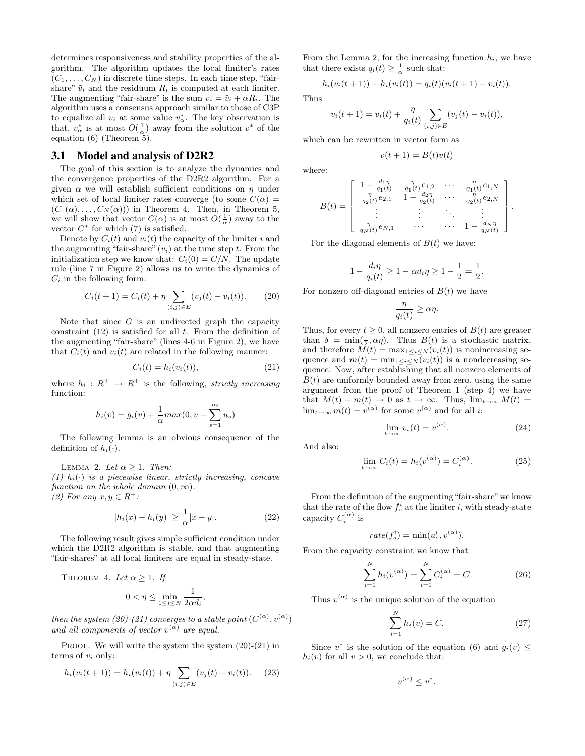determines responsiveness and stability properties of the algorithm. The algorithm updates the local limiter's rates $(C_1, \ldots, C_N)$ in discrete time steps. In each time step, "fair-share" $\tilde{v}_i$ and the residuum $R_i$ is computed at each limiter. The augmenting "fair-share" is the sum $v_i = \tilde{v}_i + \alpha R_i$. The algorithm uses a consensus approach similar to those of C3P to equalize all $v_i$ at some value $v^*_\alpha$. The key observation is that, $v^*_\alpha$ is at most $O(\frac{1}{\alpha})$ away from the solution $v^*$ of the equation (6) (Theorem 5).

## 3.1 Model and analysis of D2R2

The goal of this section is to analyze the dynamics and the convergence properties of the D2R2 algorithm. For a given $\alpha$ we will establish sufficient conditions on $\eta$ under which set of local limiter rates converge (to some $C(\alpha) = (C_1(\alpha), \ldots, C_N(\alpha))$) in Theorem 4. Then, in Theorem 5, we will show that vector $C(\alpha)$ is at most $O(\frac{1}{\alpha})$ away to the vector $C^*$ for which (7) is satisfied.

Denote by $C_i(t)$ and $v_i(t)$ the capacity of the limiter $i$ and the augmenting "fair-share" ($v_i$) at the time step $t$. From the initialization step we know that: $C_i(0) = C/N$. The update rule (line 7 in Figure 2) allows us to write the dynamics of $C_i$ in the following form:

$$C_i(t+1) = C_i(t) + \eta \sum_{(i,j)\in E} (v_j(t) - v_i(t)). \qquad (20)$$

Note that since $G$ is an undirected graph the capacity constraint (12) is satisfied for all $t$. From the definition of the augmenting "fair-share" (lines 4-6 in Figure 2), we have that $C_i(t)$ and $v_i(t)$ are related in the following manner:

$$C_i(t) = h_i(v_i(t)), \qquad (21)$$

where $h_i : R^+ \rightarrow R^+$ is the following, *strictly increasing* function:

$$h_i(v) = g_i(v) + \frac{1}{\alpha} max(0, v - \sum_{s=1}^{n_i} u_s)$$

The following lemma is an obvious consequence of the definition of $h_i(\cdot)$.

Lemma 2. *Let $\alpha \geq 1$. Then:*
*(1) $h_i(\cdot)$ is a piecewise linear, strictly increasing, concave function on the whole domain $(0, \infty)$.*
*(2) For any $x, y \in R^+$:*

$$|h_i(x) - h_i(y)| \geq \frac{1}{\alpha}|x - y|. \qquad (22)$$

The following result gives simple sufficient condition under which the D2R2 algorithm is stable, and that augmenting "fair-shares" at all local limiters are equal in steady-state.

Theorem 4. *Let $\alpha \geq 1$. If*

$$0 < \eta \leq \min_{1\leq i\leq N} \frac{1}{2\alpha d_i},$$

*then the system (20)-(21) converges to a stable point $(C^{(\alpha)}, v^{(\alpha)})$ and all components of vector $v^{(\alpha)}$ are equal.*

Proof. We will write the system the system (20)-(21) in terms of $v_i$ only:

$$h_i(v_i(t+1)) = h_i(v_i(t)) + \eta \sum_{(i,j)\in E} (v_j(t) - v_i(t)). \qquad (23)$$

From the Lemma 2, for the increasing function $h_i$, we have that there exists $q_i(t) \geq \frac{1}{\alpha}$ such that:

$$h_i(v_i(t+1)) - h_i(v_i(t)) = q_i(t)(v_i(t+1) - v_i(t)).$$

Thus

$$v_i(t+1) = v_i(t) + \frac{\eta}{q_i(t)} \sum_{(i,j)\in E} (v_j(t) - v_i(t)),$$

which can be rewritten in vector form as

$$v(t+1) = B(t)v(t)$$

where:

$$B(t) = \begin{bmatrix} 1 - \frac{d_1\eta}{q_1(t)} & \frac{\eta}{q_1(t)} e_{1,2} & \cdots & \frac{\eta}{q_1(t)} e_{1,N} \\ \frac{\eta}{q_2(t)} e_{2,1} & 1 - \frac{d_2\eta}{q_2(t)} & \cdots & \frac{\eta}{q_2(t)} e_{2,N} \\ \vdots & \vdots & \ddots & \vdots \\ \frac{\eta}{q_N(t)} e_{N,1} & \cdots & \cdots & 1 - \frac{d_N\eta}{q_N(t)} \end{bmatrix}.$$

For the diagonal elements of $B(t)$ we have:

$$1 - \frac{d_i\eta}{q_i(t)} \geq 1 - \alpha d_i \eta \geq 1 - \frac{1}{2} = \frac{1}{2}.$$

For nonzero off-diagonal entries of $B(t)$ we have

$$\frac{\eta}{q_i(t)} \geq \alpha\eta.$$

Thus, for every $t \geq 0$, all nonzero entries of $B(t)$ are greater than $\delta = \min(\frac{1}{2}, \alpha\eta)$. Thus $B(t)$ is a stochastic matrix, and therefore $M(t) = \max_{1\leq i\leq N}(v_i(t))$ is nonincreasing sequence and $m(t) = \min_{1\leq i\leq N}(v_i(t))$ is a nondecreasing sequence. Now, after establishing that all nonzero elements of $B(t)$ are uniformly bounded away from zero, using the same argument from the proof of Theorem 1 (step 4) we have that $M(t) - m(t) \rightarrow 0$ as $t \rightarrow \infty$. Thus, $\lim_{t\rightarrow\infty} M(t) = \lim_{t\rightarrow\infty} m(t) = v^{(\alpha)}$ for some $v^{(\alpha)}$ and for all $i$:

$$\lim_{t\rightarrow\infty} v_i(t) = v^{(\alpha)}. \qquad (24)$$

And also:

$$\lim_{t\rightarrow\infty} C_i(t) = h_i(v^{(\alpha)}) = C_i^{(\alpha)}. \qquad (25)$$

□

From the definition of the augmenting "fair-share" we know that the rate of the flow $f_s^i$ at the limiter $i$, with steady-state capacity $C_i^{(\alpha)}$ is

$$rate(f_s^i) = \min(u_s^i, v^{(\alpha)}).$$

From the capacity constraint we know that

$$\sum_{i=1}^{N} h_i(v^{(\alpha)}) = \sum_{i=1}^{N} C_i^{(\alpha)} = C \qquad (26)$$

Thus $v^{(\alpha)}$ is the unique solution of the equation

$$\sum_{i=1}^{N} h_i(v) = C. \qquad (27)$$

Since $v^*$ is the solution of the equation (6) and $g_i(v) \leq h_i(v)$ for all $v > 0$, we conclude that:

$$v^{(\alpha)} \leq v^*.$$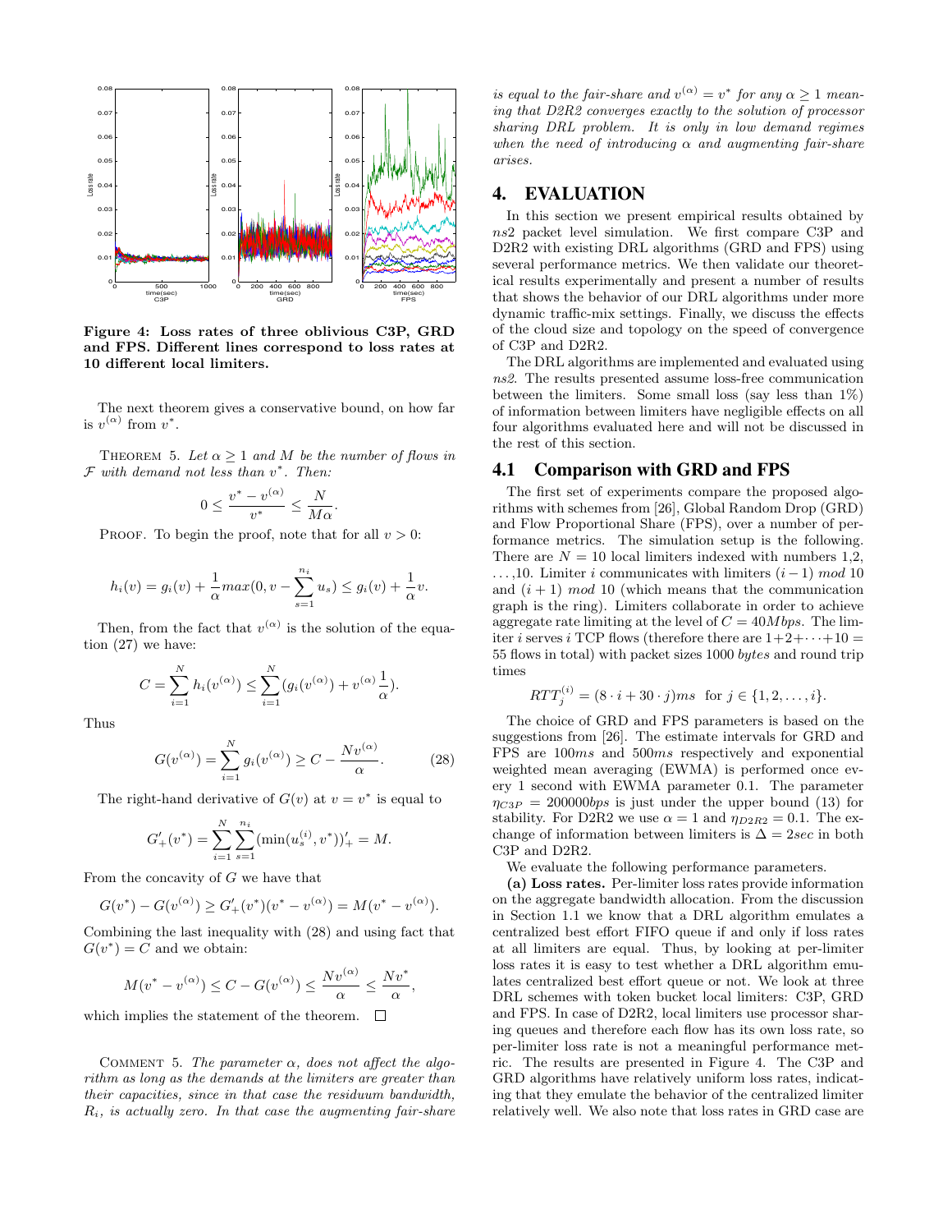Figure 4: Loss rates of three oblivious C3P, GRD and FPS. Different lines correspond to loss rates at 10 different local limiters.

The next theorem gives a conservative bound, on how far is $v^{(\alpha)}$ from $v^*$.

THEOREM 5. *Let $\alpha \geq 1$ and $M$ be the number of flows in $\mathcal{F}$ with demand not less than $v^*$. Then:*

$$0 \leq \frac{v^* - v^{(\alpha)}}{v^*} \leq \frac{N}{M\alpha}.$$

PROOF. To begin the proof, note that for all $v > 0$:

$$h_i(v) = g_i(v) + \frac{1}{\alpha} max(0, v - \sum_{s=1}^{n_i} u_s) \leq g_i(v) + \frac{1}{\alpha} v.$$

Then, from the fact that $v^{(\alpha)}$ is the solution of the equation (27) we have:

$$C = \sum_{i=1}^{N} h_i(v^{(\alpha)}) \leq \sum_{i=1}^{N} (g_i(v^{(\alpha)}) + v^{(\alpha)} \frac{1}{\alpha}).$$

Thus

$$G(v^{(\alpha)}) = \sum_{i=1}^{N} g_i(v^{(\alpha)}) \geq C - \frac{N v^{(\alpha)}}{\alpha}. \quad (28)$$

The right-hand derivative of $G(v)$ at $v = v^*$ is equal to

$$G'_+(v^*) = \sum_{i=1}^{N} \sum_{s=1}^{n_i} (\min(u_s^{(i)}, v^*))'_+ = M.$$

From the concavity of $G$ we have that

$$G(v^*) - G(v^{(\alpha)}) \geq G'_+(v^*)(v^* - v^{(\alpha)}) = M(v^* - v^{(\alpha)}).$$

Combining the last inequality with (28) and using fact that $G(v^*) = C$ and we obtain:

$$M(v^* - v^{(\alpha)}) \leq C - G(v^{(\alpha)}) \leq \frac{N v^{(\alpha)}}{\alpha} \leq \frac{N v^*}{\alpha},$$

which implies the statement of the theorem. □

COMMENT 5. *The parameter $\alpha$, does not affect the algorithm as long as the demands at the limiters are greater than their capacities, since in that case the residuum bandwidth, $R_i$, is actually zero. In that case the augmenting fair-share is equal to the fair-share and $v^{(\alpha)} = v^*$ for any $\alpha \geq 1$ meaning that D2R2 converges exactly to the solution of processor sharing DRL problem. It is only in low demand regimes when the need of introducing $\alpha$ and augmenting fair-share arises.*

# 4. EVALUATION

In this section we present empirical results obtained by *ns*2 packet level simulation. We first compare C3P and D2R2 with existing DRL algorithms (GRD and FPS) using several performance metrics. We then validate our theoretical results experimentally and present a number of results that shows the behavior of our DRL algorithms under more dynamic traffic-mix settings. Finally, we discuss the effects of the cloud size and topology on the speed of convergence of C3P and D2R2.

The DRL algorithms are implemented and evaluated using *ns2*. The results presented assume loss-free communication between the limiters. Some small loss (say less than 1%) of information between limiters have negligible effects on all four algorithms evaluated here and will not be discussed in the rest of this section.

## 4.1 Comparison with GRD and FPS

The first set of experiments compare the proposed algorithms with schemes from [26], Global Random Drop (GRD) and Flow Proportional Share (FPS), over a number of performance metrics. The simulation setup is the following. There are $N = 10$ local limiters indexed with numbers 1,2, ...,10. Limiter $i$ communicates with limiters $(i-1)$ *mod* 10 and $(i+1)$ *mod* 10 (which means that the communication graph is the ring). Limiters collaborate in order to achieve aggregate rate limiting at the level of $C = 40 Mbps$. The limiter $i$ serves $i$ TCP flows (therefore there are $1+2+\cdots+10 =$ 55 flows in total) with packet sizes 1000 *bytes* and round trip times

$$RTT_j^{(i)} = (8 \cdot i + 30 \cdot j) ms \;\; \text{for } j \in \{1, 2, \ldots, i\}.$$

The choice of GRD and FPS parameters is based on the suggestions from [26]. The estimate intervals for GRD and FPS are 100*ms* and 500*ms* respectively and exponential weighted mean averaging (EWMA) is performed once every 1 second with EWMA parameter 0.1. The parameter $\eta_{C3P} = 200000 bps$ is just under the upper bound (13) for stability. For D2R2 we use $\alpha = 1$ and $\eta_{D2R2} = 0.1$. The exchange of information between limiters is $\Delta = 2sec$ in both C3P and D2R2.

We evaluate the following performance parameters.

**(a) Loss rates.** Per-limiter loss rates provide information on the aggregate bandwidth allocation. From the discussion in Section 1.1 we know that a DRL algorithm emulates a centralized best effort FIFO queue if and only if loss rates at all limiters are equal. Thus, by looking at per-limiter loss rates it is easy to test whether a DRL algorithm emulates centralized best effort queue or not. We look at three DRL schemes with token bucket local limiters: C3P, GRD and FPS. In case of D2R2, local limiters use processor sharing queues and therefore each flow has its own loss rate, so per-limiter loss rate is not a meaningful performance metric. The results are presented in Figure 4. The C3P and GRD algorithms have relatively uniform loss rates, indicating that they emulate the behavior of the centralized limiter relatively well. We also note that loss rates in GRD case are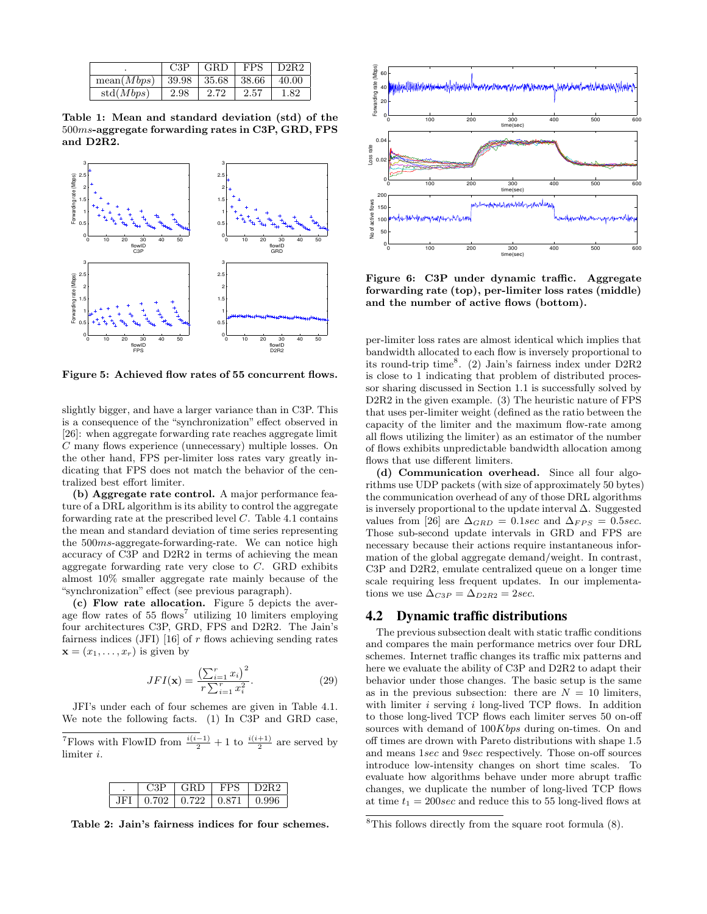| . | C3P | GRD | FPS | D2R2 |
|---|---|---|---|---|
| mean($Mbps$) | 39.98 | 35.68 | 38.66 | 40.00 |
| std($Mbps$) | 2.98 | 2.72 | 2.57 | 1.82 |

**Table 1: Mean and standard deviation (std) of the $500ms$-aggregate forwarding rates in C3P, GRD, FPS and D2R2.**

**Figure 5: Achieved flow rates of 55 concurrent flows.**

slightly bigger, and have a larger variance than in C3P. This is a consequence of the "synchronization" effect observed in [26]: when aggregate forwarding rate reaches aggregate limit $C$ many flows experience (unnecessary) multiple losses. On the other hand, FPS per-limiter loss rates vary greatly indicating that FPS does not match the behavior of the centralized best effort limiter.

**(b) Aggregate rate control.** A major performance feature of a DRL algorithm is its ability to control the aggregate forwarding rate at the prescribed level $C$. Table 4.1 contains the mean and standard deviation of time series representing the $500ms$-aggregate-forwarding-rate. We can notice high accuracy of C3P and D2R2 in terms of achieving the mean aggregate forwarding rate very close to $C$. GRD exhibits almost 10% smaller aggregate rate mainly because of the "synchronization" effect (see previous paragraph).

**(c) Flow rate allocation.** Figure 5 depicts the average flow rates of 55 flows[7] utilizing 10 limiters employing four architectures C3P, GRD, FPS and D2R2. The Jain's fairness indices (JFI) [16] of $r$ flows achieving sending rates $\mathbf{x} = (x_1, \dots, x_r)$ is given by

$$JFI(\mathbf{x}) = \frac{\left(\sum_{i=1}^{r} x_i\right)^2}{r \sum_{i=1}^{r} x_i^2}. \tag{29}$$

JFI's under each of four schemes are given in Table 4.1. We note the following facts. (1) In C3P and GRD case, per-limiter loss rates are almost identical which implies that bandwidth allocated to each flow is inversely proportional to its round-trip time[8]. (2) Jain's fairness index under D2R2 is close to 1 indicating that problem of distributed processor sharing discussed in Section 1.1 is successfully solved by D2R2 in the given example. (3) The heuristic nature of FPS that uses per-limiter weight (defined as the ratio between the capacity of the limiter and the maximum flow-rate among all flows utilizing the limiter) as an estimator of the number of flows exhibits unpredictable bandwidth allocation among flows that use different limiters.

[7]Flows with FlowID from $\frac{i(i-1)}{2} + 1$ to $\frac{i(i+1)}{2}$ are served by limiter $i$.

| . | C3P | GRD | FPS | D2R2 |
|---|---|---|---|---|
| JFI | 0.702 | 0.722 | 0.871 | 0.996 |

**Table 2: Jain's fairness indices for four schemes.**

**Figure 6: C3P under dynamic traffic. Aggregate forwarding rate (top), per-limiter loss rates (middle) and the number of active flows (bottom).**

**(d) Communication overhead.** Since all four algorithms use UDP packets (with size of approximately 50 bytes) the communication overhead of any of those DRL algorithms is inversely proportional to the update interval $\Delta$. Suggested values from [26] are $\Delta_{GRD} = 0.1sec$ and $\Delta_{FPS} = 0.5sec$. Those sub-second update intervals in GRD and FPS are necessary because their actions require instantaneous information of the global aggregate demand/weight. In contrast, C3P and D2R2, emulate centralized queue on a longer time scale requiring less frequent updates. In our implementations we use $\Delta_{C3P} = \Delta_{D2R2} = 2sec$.

## 4.2 Dynamic traffic distributions

The previous subsection dealt with static traffic conditions and compares the main performance metrics over four DRL schemes. Internet traffic changes its traffic mix patterns and here we evaluate the ability of C3P and D2R2 to adapt their behavior under those changes. The basic setup is the same as in the previous subsection: there are $N = 10$ limiters, with limiter $i$ serving $i$ long-lived TCP flows. In addition to those long-lived TCP flows each limiter serves 50 on-off sources with demand of $100Kbps$ during on-times. On and off times are drown with Pareto distributions with shape 1.5 and means $1sec$ and $9sec$ respectively. Those on-off sources introduce low-intensity changes on short time scales. To evaluate how algorithms behave under more abrupt traffic changes, we duplicate the number of long-lived TCP flows at time $t_1 = 200sec$ and reduce this to 55 long-lived flows at

[8]This follows directly from the square root formula (8).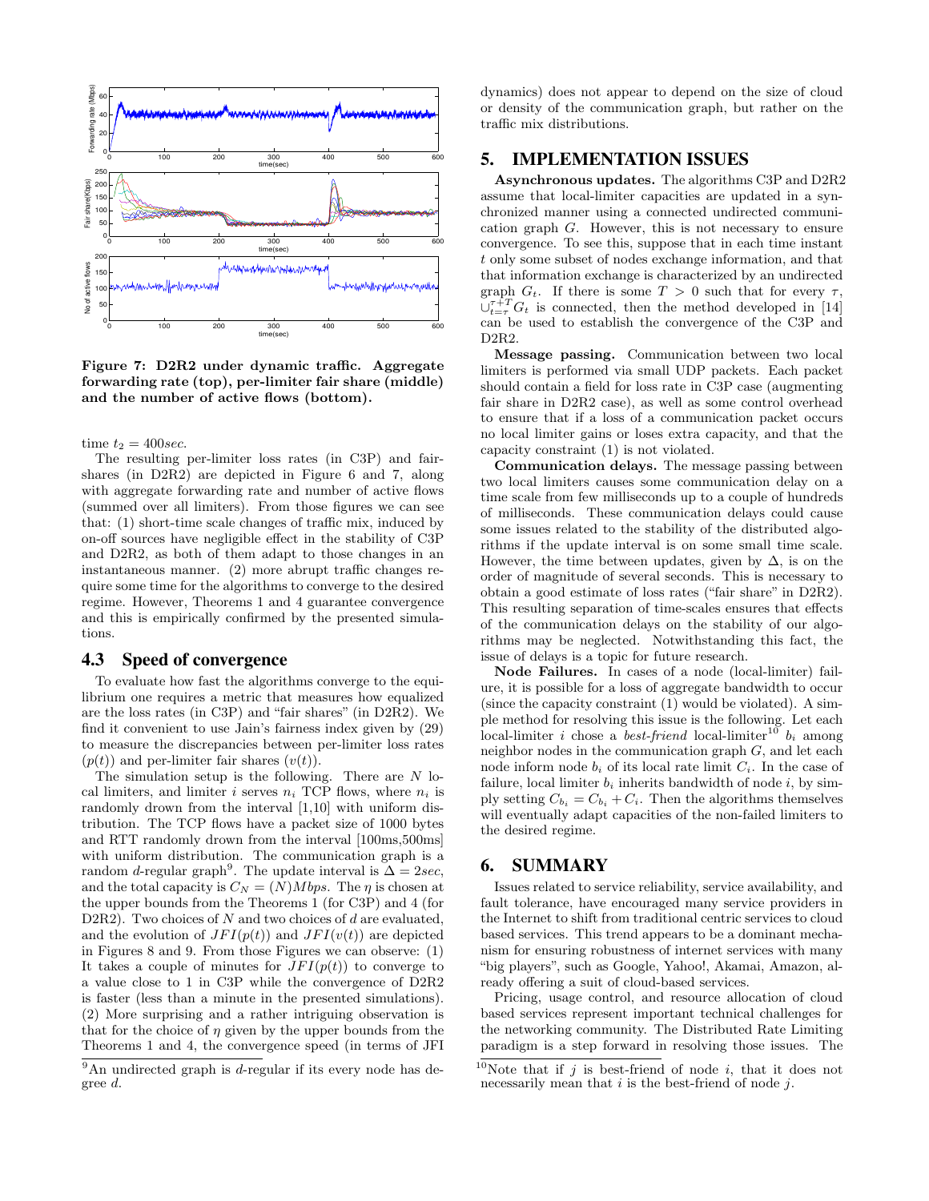Figure 7: D2R2 under dynamic traffic. Aggregate forwarding rate (top), per-limiter fair share (middle) and the number of active flows (bottom).

time $t_2 = 400sec$.

The resulting per-limiter loss rates (in C3P) and fair-shares (in D2R2) are depicted in Figure 6 and 7, along with aggregate forwarding rate and number of active flows (summed over all limiters). From those figures we can see that: (1) short-time scale changes of traffic mix, induced by on-off sources have negligible effect in the stability of C3P and D2R2, as both of them adapt to those changes in an instantaneous manner. (2) more abrupt traffic changes require some time for the algorithms to converge to the desired regime. However, Theorems 1 and 4 guarantee convergence and this is empirically confirmed by the presented simulations.

### 4.3 Speed of convergence

To evaluate how fast the algorithms converge to the equilibrium one requires a metric that measures how equalized are the loss rates (in C3P) and "fair shares" (in D2R2). We find it convenient to use Jain's fairness index given by (29) to measure the discrepancies between per-limiter loss rates $(p(t))$ and per-limiter fair shares $(v(t))$.

The simulation setup is the following. There are $N$ local limiters, and limiter $i$ serves $n_i$ TCP flows, where $n_i$ is randomly drown from the interval [1,10] with uniform distribution. The TCP flows have a packet size of 1000 bytes and RTT randomly drown from the interval [100ms,500ms] with uniform distribution. The communication graph is a random $d$-regular graph[9]. The update interval is $\Delta = 2sec$, and the total capacity is $C_N = (N)Mbps$. The $\eta$ is chosen at the upper bounds from the Theorems 1 (for C3P) and 4 (for D2R2). Two choices of $N$ and two choices of $d$ are evaluated, and the evolution of $JFI(p(t))$ and $JFI(v(t))$ are depicted in Figures 8 and 9. From those Figures we can observe: (1) It takes a couple of minutes for $JFI(p(t))$ to converge to a value close to 1 in C3P while the convergence of D2R2 is faster (less than a minute in the presented simulations). (2) More surprising and a rather intriguing observation is that for the choice of $\eta$ given by the upper bounds from the Theorems 1 and 4, the convergence speed (in terms of JFI dynamics) does not appear to depend on the size of cloud or density of the communication graph, but rather on the traffic mix distributions.

[9]An undirected graph is $d$-regular if its every node has degree $d$.

## 5. IMPLEMENTATION ISSUES

**Asynchronous updates.** The algorithms C3P and D2R2 assume that local-limiter capacities are updated in a synchronized manner using a connected undirected communication graph $G$. However, this is not necessary to ensure convergence. To see this, suppose that in each time instant $t$ only some subset of nodes exchange information, and that that information exchange is characterized by an undirected graph $G_t$. If there is some $T > 0$ such that for every $\tau$, $\cup_{t=\tau}^{\tau+T} G_t$ is connected, then the method developed in [14] can be used to establish the convergence of the C3P and D2R2.

**Message passing.** Communication between two local limiters is performed via small UDP packets. Each packet should contain a field for loss rate in C3P case (augmenting fair share in D2R2 case), as well as some control overhead to ensure that if a loss of a communication packet occurs no local limiter gains or loses extra capacity, and that the capacity constraint (1) is not violated.

**Communication delays.** The message passing between two local limiters causes some communication delay on a time scale from few milliseconds up to a couple of hundreds of milliseconds. These communication delays could cause some issues related to the stability of the distributed algorithms if the update interval is on some small time scale. However, the time between updates, given by $\Delta$, is on the order of magnitude of several seconds. This is necessary to obtain a good estimate of loss rates ("fair share" in D2R2). This resulting separation of time-scales ensures that effects of the communication delays on the stability of our algorithms may be neglected. Notwithstanding this fact, the issue of delays is a topic for future research.

**Node Failures.** In cases of a node (local-limiter) failure, it is possible for a loss of aggregate bandwidth to occur (since the capacity constraint (1) would be violated). A simple method for resolving this issue is the following. Let each local-limiter $i$ chose a *best-friend* local-limiter[10] $b_i$ among neighbor nodes in the communication graph $G$, and let each node inform node $b_i$ of its local rate limit $C_i$. In the case of failure, local limiter $b_i$ inherits bandwidth of node $i$, by simply setting $C_{b_i} = C_{b_i} + C_i$. Then the algorithms themselves will eventually adapt capacities of the non-failed limiters to the desired regime.

## 6. SUMMARY

Issues related to service reliability, service availability, and fault tolerance, have encouraged many service providers in the Internet to shift from traditional centric services to cloud based services. This trend appears to be a dominant mechanism for ensuring robustness of internet services with many "big players", such as Google, Yahoo!, Akamai, Amazon, already offering a suit of cloud-based services.

Pricing, usage control, and resource allocation of cloud based services represent important technical challenges for the networking community. The Distributed Rate Limiting paradigm is a step forward in resolving those issues. The

[10]Note that if $j$ is best-friend of node $i$, that it does not necessarily mean that $i$ is the best-friend of node $j$.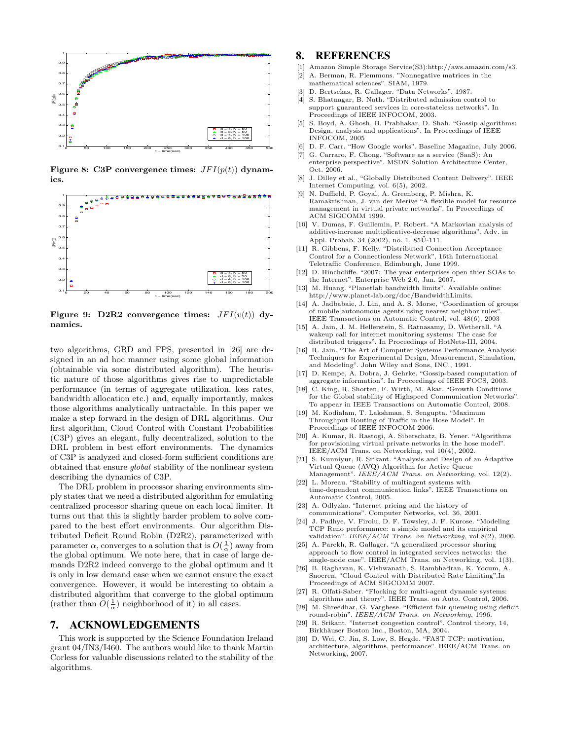1
0.9
0.8
0.7
0.6
0.5
0.4
0.3
0.2
0.1
0 50 100 150 200 250 300 350 400 450 500
t − time(sec)
JFI(p(t))
d = 4, N = 50
d = 8, N = 50
d = 4, N = 100
d = 8, N = 100

**Figure 8: C3P convergence times: $JFI(p(t))$ dynamics.**

1
0.9
0.8
0.7
0.6
0.5
0.4
0.3
0.2
0.1
0 20 40 60 80 100 120 140 160 180 200
t − time(sec)
JFI(v(t))
d = 4, N = 50
d = 8, N = 50
d = 4, N = 100
d = 8, N = 100

**Figure 9: D2R2 convergence times: $JFI(v(t))$ dynamics.**

two algorithms, GRD and FPS, presented in [26] are designed in an ad hoc manner using some global information (obtainable via some distributed algorithm). The heuristic nature of those algorithms gives rise to unpredictable performance (in terms of aggregate utilization, loss rates, bandwidth allocation etc.) and, equally importantly, makes those algorithms analytically untractable. In this paper we make a step forward in the design of DRL algorithms. Our first algorithm, Cloud Control with Constant Probabilities (C3P) gives an elegant, fully decentralized, solution to the DRL problem in best effort environments. The dynamics of C3P is analyzed and closed-form sufficient conditions are obtained that ensure *global* stability of the nonlinear system describing the dynamics of C3P.

The DRL problem in processor sharing environments simply states that we need a distributed algorithm for emulating centralized processor sharing queue on each local limiter. It turns out that this is slightly harder problem to solve compared to the best effort environments. Our algorithm Distributed Deficit Round Robin (D2R2), parameterized with parameter $\alpha$, converges to a solution that is $O(\frac{1}{\alpha})$ away from the global optimum. We note here, that in case of large demands D2R2 indeed converge to the global optimum and it is only in low demand case when we cannot ensure the exact convergence. However, it would be interesting to obtain a distributed algorithm that converge to the global optimum (rather than $O(\frac{1}{\alpha})$ neighborhood of it) in all cases.

## 7. ACKNOWLEDGEMENTS

This work is supported by the Science Foundation Ireland grant 04/IN3/I460. The authors would like to thank Martin Corless for valuable discussions related to the stability of the algorithms.

## 8. REFERENCES

[1] Amazon Simple Storage Service(S3):http://aws.amazon.com/s3.
[2] A. Berman, R. Plemmons. "Nonnegative matrices in the mathematical sciences". SIAM, 1979.
[3] D. Bertsekas, R. Gallager. "Data Networks". 1987.
[4] S. Bhatnagar, B. Nath. "Distributed admission control to support guaranteed services in core-stateless networks". In Proceedings of IEEE INFOCOM, 2003.
[5] S. Boyd, A. Ghosh, B. Prabhakar, D. Shah. "Gossip algorithms: Design, analysis and applications". In Proceedings of IEEE INFOCOM, 2005
[6] D. F. Carr. "How Google works". Baseline Magazine, July 2006.
[7] G. Carraro, F. Chong. "Software as a service (SaaS): An enterprise perspective". MSDN Solution Architecture Center, Oct. 2006.
[8] J. Dilley et al., "Globally Distributed Content Delivery". IEEE Internet Computing, vol. 6(5), 2002.
[9] N. Duffield, P. Goyal, A. Greenberg, P. Mishra, K. Ramakrishnan, J. van der Merive "A flexible model for resource management in virtual private networks". In Proceedings of ACM SIGCOMM 1999.
[10] V. Dumas, F. Guillemin, P. Robert. "A Markovian analysis of additive-increase multiplicative-decrease algorithms". Adv. in Appl. Probab. 34 (2002), no. 1, 85Ű-111.
[11] R. Gibbens, F. Kelly. "Distributed Connection Acceptance Control for a Connectionless Network", 16th International Teletraffic Conference, Edimburgh, June 1999.
[12] D. Hinchcliffe. "2007: The year enterprises open thier SOAs to the Internet". Enterprise Web 2.0, Jan. 2007.
[13] M. Huang. "Planetlab bandwidth limits". Available online: http://www.planet-lab.org/doc/BandwidthLimits.
[14] A. Jadbabaie, J. Lin, and A. S. Morse, "Coordination of groups of mobile autonomous agents using nearest neighbor rules". IEEE Transactions on Automatic Control, vol. 48(6), 2003
[15] A. Jain, J. M. Hellerstein, S. Ratnasamy, D. Wetherall. "A wakeup call for internet monitoring systems: The case for distributed triggers". In Proceedings of HotNets-III, 2004.
[16] R. Jain. "The Art of Computer Systems Performance Analysis: Techniques for Experimental Design, Measurement, Simulation, and Modeling". John Wiley and Sons, INC., 1991.
[17] D. Kempe, A. Dobra, J. Gehrke. "Gossip-based computation of aggregate information". In Proceedings of IEEE FOCS, 2003.
[18] C. King, R. Shorten, F. Wirth, M. Akar. "Growth Conditions for the Global stability of Highspeed Communication Networks". To appear in IEEE Transactions on Automatic Control, 2008.
[19] M. Kodialam, T. Lakshman, S. Sengupta. "Maximum Throughput Routing of Traffic in the Hose Model". In Proceedings of IEEE INFOCOM 2006.
[20] A. Kumar, R. Rastogi, A. Siberschatz, B. Yener. "Algorithms for provisioning virtual private networks in the hose model". IEEE/ACM Trans. on Networking, vol 10(4), 2002.
[21] S. Kunniyur, R. Srikant. "Analysis and Design of an Adaptive Virtual Queue (AVQ) Algorithm for Active Queue Management". *IEEE/ACM Trans. on Networking*, vol. 12(2).
[22] L. Moreau. "Stability of multiagent systems with time-dependent communication links". IEEE Transactions on Automatic Control, 2005.
[23] A. Odlyzko. "Internet pricing and the history of communications". Computer Networks, vol. 36, 2001.
[24] J. Padhye, V. Firoiu, D. F. Towsley, J. F. Kurose. "Modeling TCP Reno performance: a simple model and its empirical validation". *IEEE/ACM Trans. on Networking*, vol 8(2), 2000.
[25] A. Parekh, R. Gallager. "A generalized processor sharing approach to flow control in integrated services networks: the single-node case". IEEE/ACM Trans. on Networking, vol. 1(3).
[26] B. Raghavan, K. Vishwanath, S. Rambhadran, K. Yocum, A. Snoeren. "Cloud Control with Distributed Rate Limiting".In Proceedings of ACM SIGCOMM 2007.
[27] R. Olfati-Saber. "Flocking for multi-agent dynamic systems: algorithms and theory". IEEE Trans. on Auto. Control, 2006.
[28] M. Shreedhar, G. Varghese. "Efficient fair queueing using deficit round-robin". *IEEE/ACM Trans. on Networking*, 1996.
[29] R. Srikant. "Internet congestion control". Control theory, 14, Birkhäuser Boston Inc., Boston, MA, 2004.
[30] D. Wei, C. Jin, S. Low, S. Hegde. "FAST TCP: motivation, architecture, algorithms, performance". IEEE/ACM Trans. on Networking, 2007.